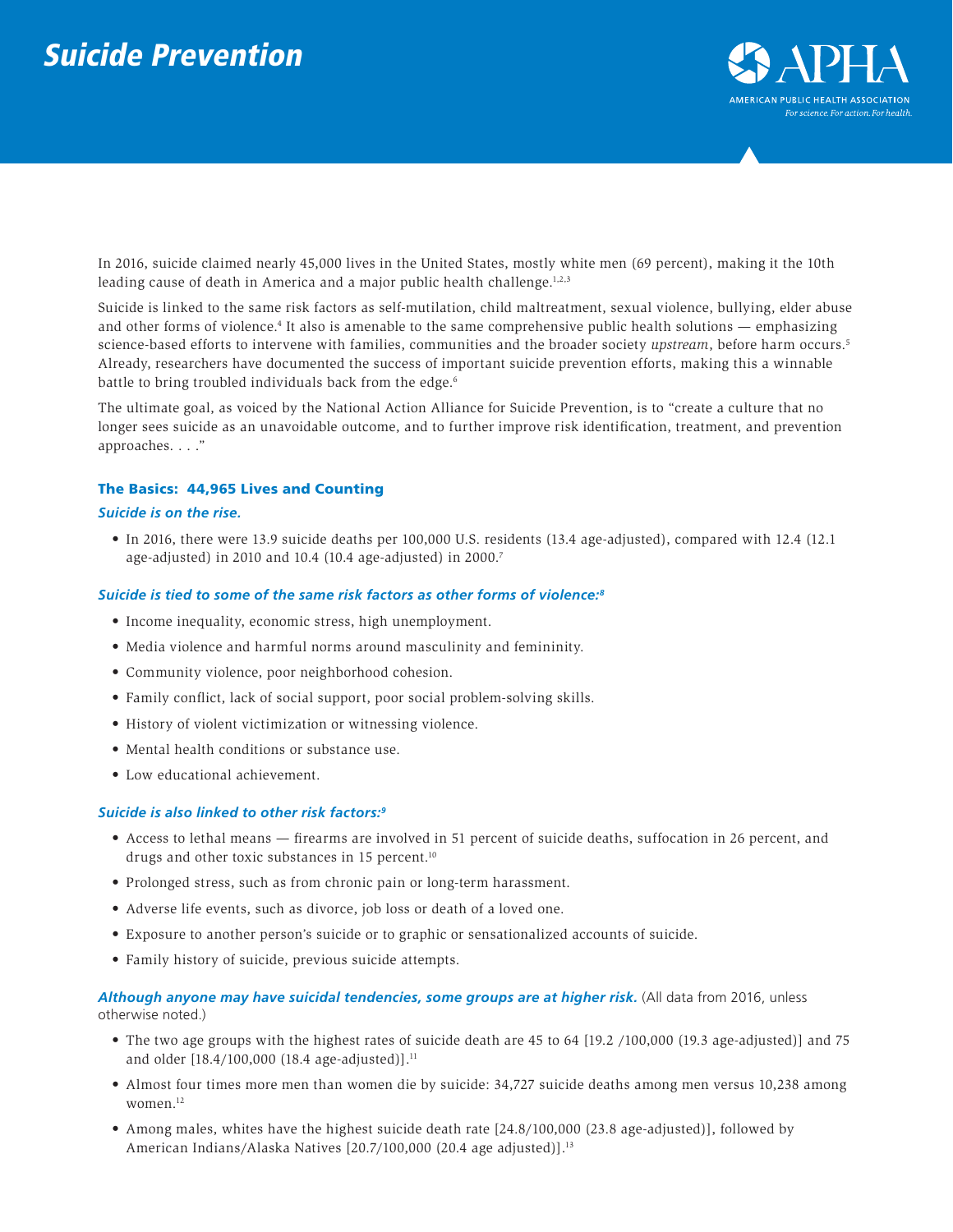# Suicide Prevention

In 2016, suicide claimed nearly 45,000 lives in the United States, mostly white men (69 percent), making it the 10th leading cause of death in America and a major public health challenge.[1,2,3]

Suicide is linked to the same risk factors as self-mutilation, child maltreatment, sexual violence, bullying, elder abuse and other forms of violence.[4] It also is amenable to the same comprehensive public health solutions — emphasizing science-based efforts to intervene with families, communities and the broader society *upstream*, before harm occurs.[5] Already, researchers have documented the success of important suicide prevention efforts, making this a winnable battle to bring troubled individuals back from the edge.[6]

The ultimate goal, as voiced by the National Action Alliance for Suicide Prevention, is to "create a culture that no longer sees suicide as an unavoidable outcome, and to further improve risk identification, treatment, and prevention approaches. . . ."

## The Basics: 44,965 Lives and Counting

### *Suicide is on the rise.*

- In 2016, there were 13.9 suicide deaths per 100,000 U.S. residents (13.4 age-adjusted), compared with 12.4 (12.1 age-adjusted) in 2010 and 10.4 (10.4 age-adjusted) in 2000.[7]

### *Suicide is tied to some of the same risk factors as other forms of violence:[8]*

- Income inequality, economic stress, high unemployment.
- Media violence and harmful norms around masculinity and femininity.
- Community violence, poor neighborhood cohesion.
- Family conflict, lack of social support, poor social problem-solving skills.
- History of violent victimization or witnessing violence.
- Mental health conditions or substance use.
- Low educational achievement.

### *Suicide is also linked to other risk factors:[9]*

- Access to lethal means — firearms are involved in 51 percent of suicide deaths, suffocation in 26 percent, and drugs and other toxic substances in 15 percent.[10]
- Prolonged stress, such as from chronic pain or long-term harassment.
- Adverse life events, such as divorce, job loss or death of a loved one.
- Exposure to another person's suicide or to graphic or sensationalized accounts of suicide.
- Family history of suicide, previous suicide attempts.

***Although anyone may have suicidal tendencies, some groups are at higher risk.*** (All data from 2016, unless otherwise noted.)

- The two age groups with the highest rates of suicide death are 45 to 64 [19.2 /100,000 (19.3 age-adjusted)] and 75 and older [18.4/100,000 (18.4 age-adjusted)].[11]
- Almost four times more men than women die by suicide: 34,727 suicide deaths among men versus 10,238 among women.[12]
- Among males, whites have the highest suicide death rate [24.8/100,000 (23.8 age-adjusted)], followed by American Indians/Alaska Natives [20.7/100,000 (20.4 age adjusted)].[13]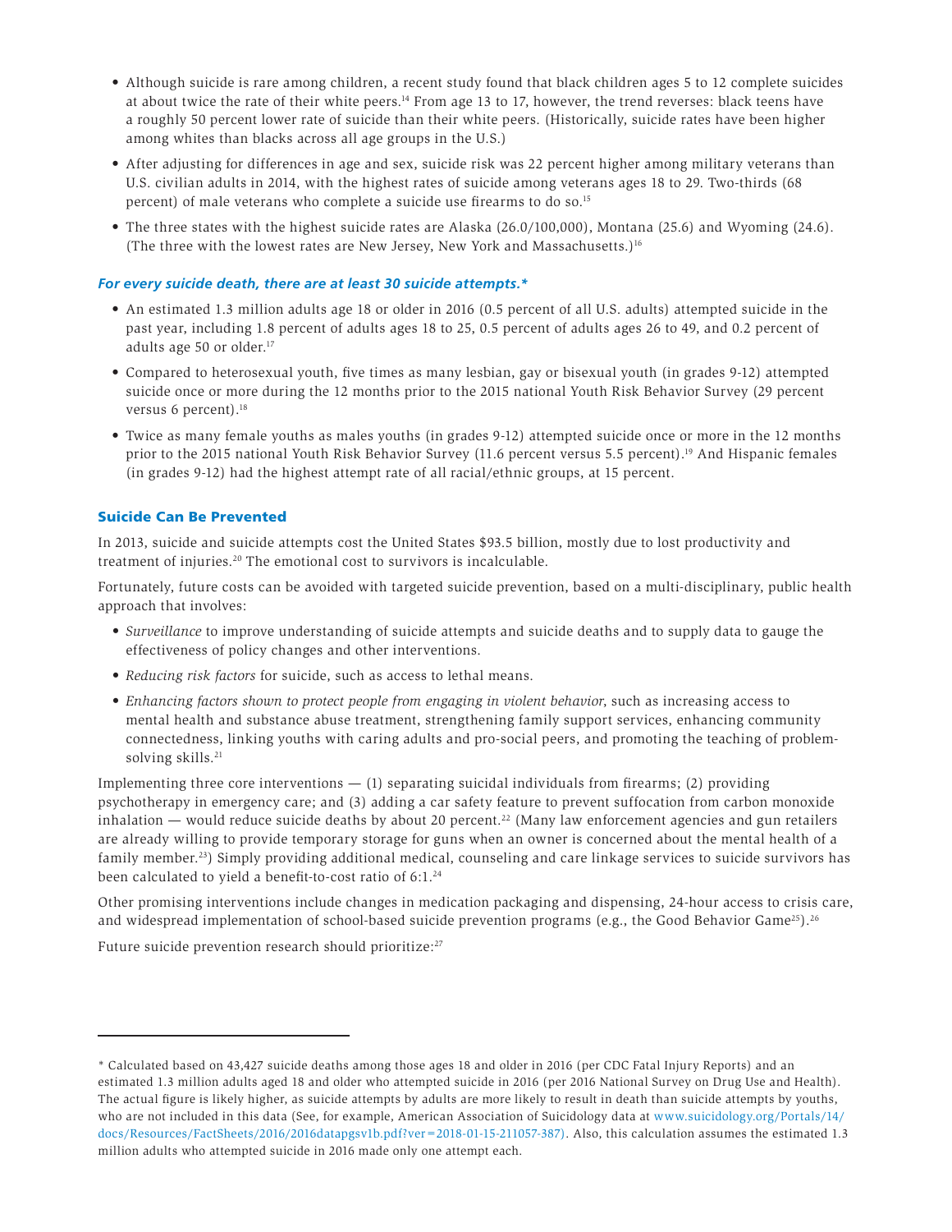- Although suicide is rare among children, a recent study found that black children ages 5 to 12 complete suicides at about twice the rate of their white peers.[14] From age 13 to 17, however, the trend reverses: black teens have a roughly 50 percent lower rate of suicide than their white peers. (Historically, suicide rates have been higher among whites than blacks across all age groups in the U.S.)
- After adjusting for differences in age and sex, suicide risk was 22 percent higher among military veterans than U.S. civilian adults in 2014, with the highest rates of suicide among veterans ages 18 to 29. Two-thirds (68 percent) of male veterans who complete a suicide use firearms to do so.[15]
- The three states with the highest suicide rates are Alaska (26.0/100,000), Montana (25.6) and Wyoming (24.6). (The three with the lowest rates are New Jersey, New York and Massachusetts.)[16]

***For every suicide death, there are at least 30 suicide attempts.****

- An estimated 1.3 million adults age 18 or older in 2016 (0.5 percent of all U.S. adults) attempted suicide in the past year, including 1.8 percent of adults ages 18 to 25, 0.5 percent of adults ages 26 to 49, and 0.2 percent of adults age 50 or older.[17]
- Compared to heterosexual youth, five times as many lesbian, gay or bisexual youth (in grades 9-12) attempted suicide once or more during the 12 months prior to the 2015 national Youth Risk Behavior Survey (29 percent versus 6 percent).[18]
- Twice as many female youths as males youths (in grades 9-12) attempted suicide once or more in the 12 months prior to the 2015 national Youth Risk Behavior Survey (11.6 percent versus 5.5 percent).[19] And Hispanic females (in grades 9-12) had the highest attempt rate of all racial/ethnic groups, at 15 percent.

## Suicide Can Be Prevented

In 2013, suicide and suicide attempts cost the United States $93.5 billion, mostly due to lost productivity and treatment of injuries.[20] The emotional cost to survivors is incalculable.

Fortunately, future costs can be avoided with targeted suicide prevention, based on a multi-disciplinary, public health approach that involves:

- *Surveillance* to improve understanding of suicide attempts and suicide deaths and to supply data to gauge the effectiveness of policy changes and other interventions.
- *Reducing risk factors* for suicide, such as access to lethal means.
- *Enhancing factors shown to protect people from engaging in violent behavior*, such as increasing access to mental health and substance abuse treatment, strengthening family support services, enhancing community connectedness, linking youths with caring adults and pro-social peers, and promoting the teaching of problem-solving skills.[21]

Implementing three core interventions — (1) separating suicidal individuals from firearms; (2) providing psychotherapy in emergency care; and (3) adding a car safety feature to prevent suffocation from carbon monoxide inhalation — would reduce suicide deaths by about 20 percent.[22] (Many law enforcement agencies and gun retailers are already willing to provide temporary storage for guns when an owner is concerned about the mental health of a family member.[23]) Simply providing additional medical, counseling and care linkage services to suicide survivors has been calculated to yield a benefit-to-cost ratio of 6:1.[24]

Other promising interventions include changes in medication packaging and dispensing, 24-hour access to crisis care, and widespread implementation of school-based suicide prevention programs (e.g., the Good Behavior Game[25]).[26]

Future suicide prevention research should prioritize:[27]

---

\* Calculated based on 43,427 suicide deaths among those ages 18 and older in 2016 (per CDC Fatal Injury Reports) and an estimated 1.3 million adults aged 18 and older who attempted suicide in 2016 (per 2016 National Survey on Drug Use and Health). The actual figure is likely higher, as suicide attempts by adults are more likely to result in death than suicide attempts by youths, who are not included in this data (See, for example, American Association of Suicidology data at www.suicidology.org/Portals/14/docs/Resources/FactSheets/2016/2016datapgsv1b.pdf?ver=2018-01-15-211057-387). Also, this calculation assumes the estimated 1.3 million adults who attempted suicide in 2016 made only one attempt each.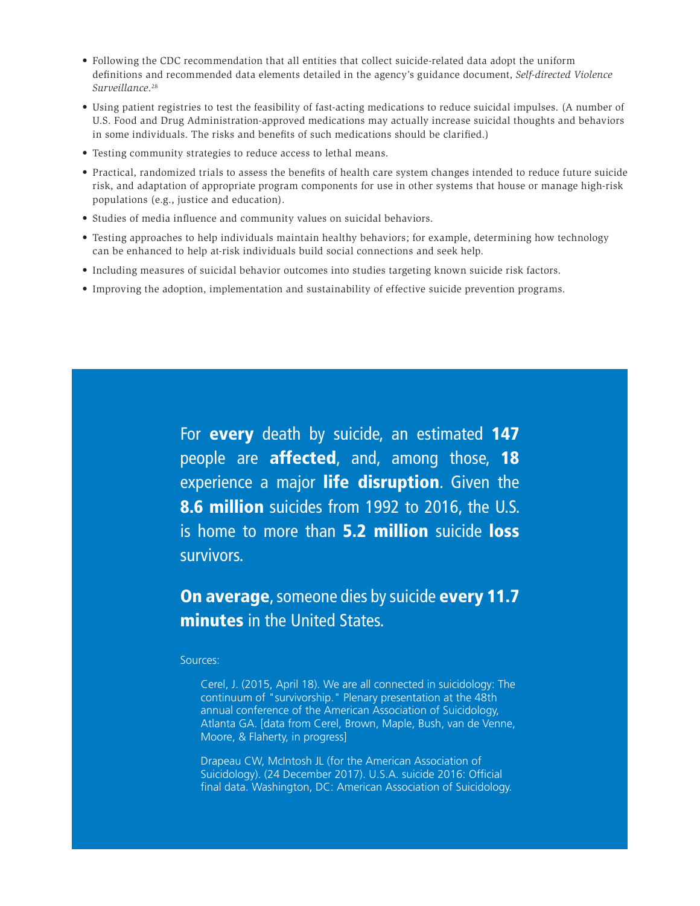- Following the CDC recommendation that all entities that collect suicide-related data adopt the uniform definitions and recommended data elements detailed in the agency's guidance document, *Self-directed Violence Surveillance*.[28]
- Using patient registries to test the feasibility of fast-acting medications to reduce suicidal impulses. (A number of U.S. Food and Drug Administration-approved medications may actually increase suicidal thoughts and behaviors in some individuals. The risks and benefits of such medications should be clarified.)
- Testing community strategies to reduce access to lethal means.
- Practical, randomized trials to assess the benefits of health care system changes intended to reduce future suicide risk, and adaptation of appropriate program components for use in other systems that house or manage high-risk populations (e.g., justice and education).
- Studies of media influence and community values on suicidal behaviors.
- Testing approaches to help individuals maintain healthy behaviors; for example, determining how technology can be enhanced to help at-risk individuals build social connections and seek help.
- Including measures of suicidal behavior outcomes into studies targeting known suicide risk factors.
- Improving the adoption, implementation and sustainability of effective suicide prevention programs.

For **every** death by suicide, an estimated **147** people are **affected**, and, among those, **18** experience a major **life disruption**. Given the **8.6 million** suicides from 1992 to 2016, the U.S. is home to more than **5.2 million** suicide **loss** survivors.

**On average**, someone dies by suicide **every 11.7 minutes** in the United States.

Sources:

Cerel, J. (2015, April 18). We are all connected in suicidology: The continuum of "survivorship." Plenary presentation at the 48th annual conference of the American Association of Suicidology, Atlanta GA. [data from Cerel, Brown, Maple, Bush, van de Venne, Moore, & Flaherty, in progress]

Drapeau CW, McIntosh JL (for the American Association of Suicidology). (24 December 2017). U.S.A. suicide 2016: Official final data. Washington, DC: American Association of Suicidology.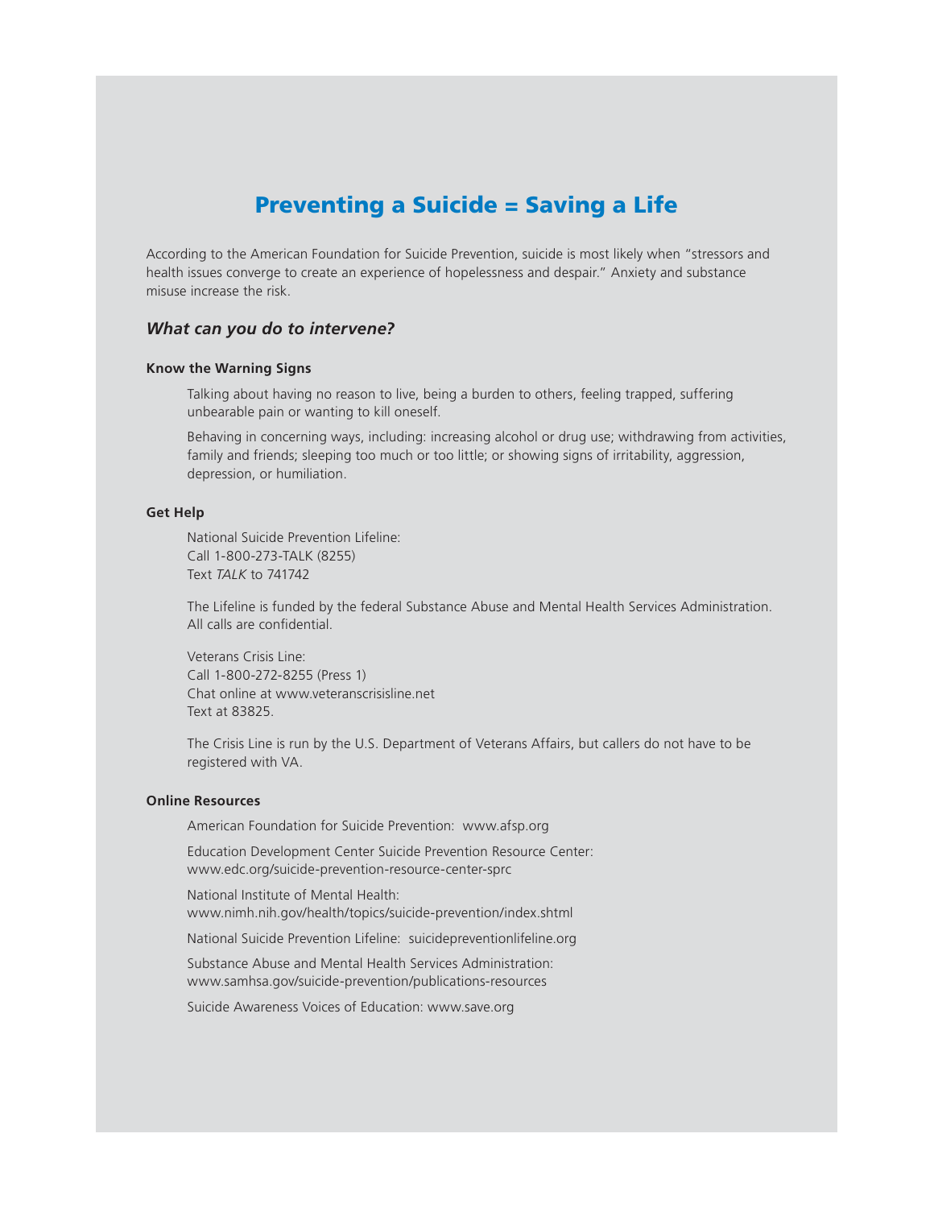# Preventing a Suicide = Saving a Life

According to the American Foundation for Suicide Prevention, suicide is most likely when "stressors and health issues converge to create an experience of hopelessness and despair." Anxiety and substance misuse increase the risk.

## *What can you do to intervene?*

### Know the Warning Signs

Talking about having no reason to live, being a burden to others, feeling trapped, suffering unbearable pain or wanting to kill oneself.

Behaving in concerning ways, including: increasing alcohol or drug use; withdrawing from activities, family and friends; sleeping too much or too little; or showing signs of irritability, aggression, depression, or humiliation.

### Get Help

National Suicide Prevention Lifeline:
Call 1-800-273-TALK (8255)
Text *TALK* to 741742

The Lifeline is funded by the federal Substance Abuse and Mental Health Services Administration. All calls are confidential.

Veterans Crisis Line:
Call 1-800-272-8255 (Press 1)
Chat online at www.veteranscrisisline.net
Text at 83825.

The Crisis Line is run by the U.S. Department of Veterans Affairs, but callers do not have to be registered with VA.

### Online Resources

American Foundation for Suicide Prevention: www.afsp.org

Education Development Center Suicide Prevention Resource Center:
www.edc.org/suicide-prevention-resource-center-sprc

National Institute of Mental Health:
www.nimh.nih.gov/health/topics/suicide-prevention/index.shtml

National Suicide Prevention Lifeline: suicidepreventionlifeline.org

Substance Abuse and Mental Health Services Administration:
www.samhsa.gov/suicide-prevention/publications-resources

Suicide Awareness Voices of Education: www.save.org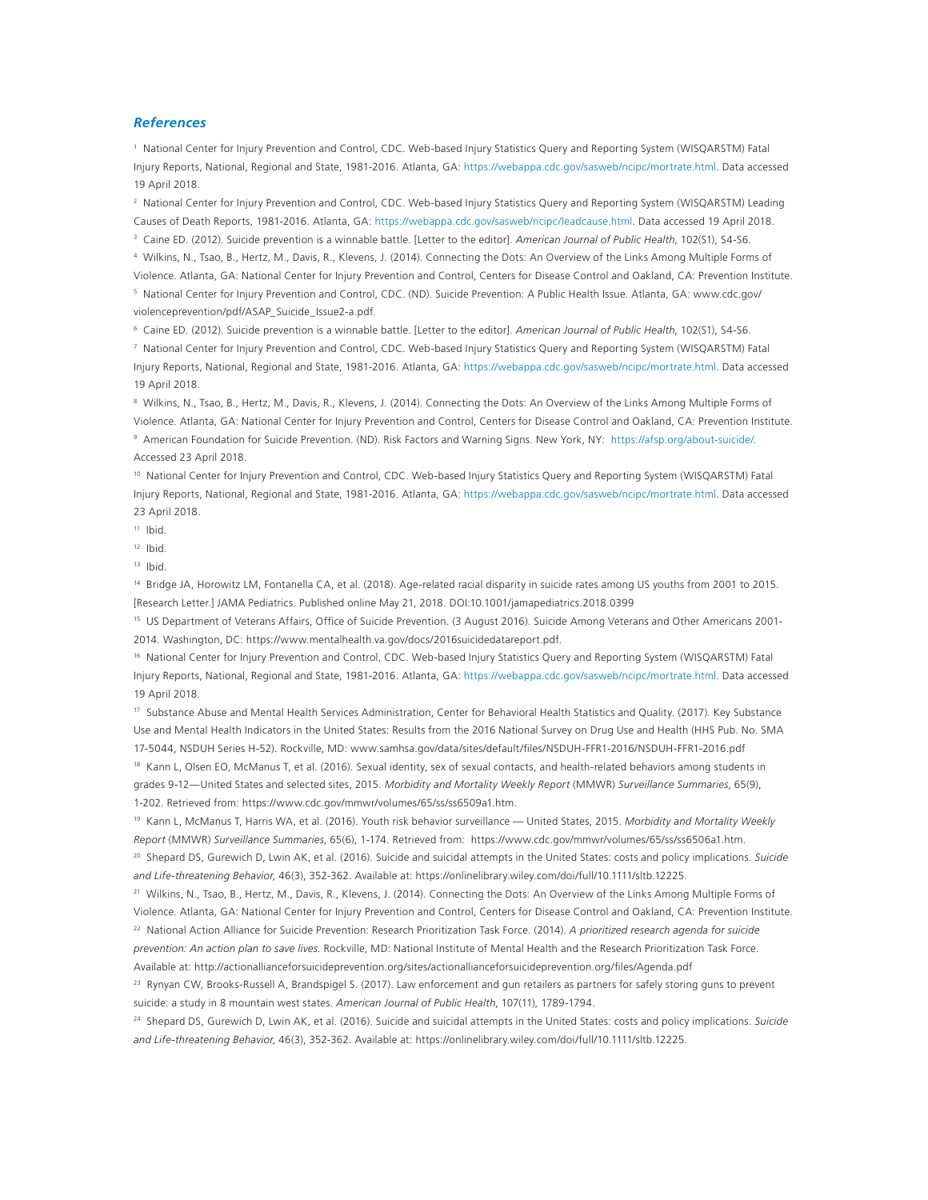### *References*

[1] National Center for Injury Prevention and Control, CDC. Web-based Injury Statistics Query and Reporting System (WISQARSTM) Fatal Injury Reports, National, Regional and State, 1981-2016. Atlanta, GA: https://webappa.cdc.gov/sasweb/ncipc/mortrate.html. Data accessed 19 April 2018.

[2] National Center for Injury Prevention and Control, CDC. Web-based Injury Statistics Query and Reporting System (WISQARSTM) Leading Causes of Death Reports, 1981-2016. Atlanta, GA: https://webappa.cdc.gov/sasweb/ncipc/leadcause.html. Data accessed 19 April 2018.

[3] Caine ED. (2012). Suicide prevention is a winnable battle. [Letter to the editor]. *American Journal of Public Health*, 102(S1), S4-S6.

[4] Wilkins, N., Tsao, B., Hertz, M., Davis, R., Klevens, J. (2014). Connecting the Dots: An Overview of the Links Among Multiple Forms of Violence. Atlanta, GA: National Center for Injury Prevention and Control, Centers for Disease Control and Oakland, CA: Prevention Institute.

[5] National Center for Injury Prevention and Control, CDC. (ND). Suicide Prevention: A Public Health Issue. Atlanta, GA: www.cdc.gov/violenceprevention/pdf/ASAP_Suicide_Issue2-a.pdf.

[6] Caine ED. (2012). Suicide prevention is a winnable battle. [Letter to the editor]. *American Journal of Public Health*, 102(S1), S4-S6.

[7] National Center for Injury Prevention and Control, CDC. Web-based Injury Statistics Query and Reporting System (WISQARSTM) Fatal Injury Reports, National, Regional and State, 1981-2016. Atlanta, GA: https://webappa.cdc.gov/sasweb/ncipc/mortrate.html. Data accessed 19 April 2018.

[8] Wilkins, N., Tsao, B., Hertz, M., Davis, R., Klevens, J. (2014). Connecting the Dots: An Overview of the Links Among Multiple Forms of Violence. Atlanta, GA: National Center for Injury Prevention and Control, Centers for Disease Control and Oakland, CA: Prevention Institute.

[9] American Foundation for Suicide Prevention. (ND). Risk Factors and Warning Signs. New York, NY: https://afsp.org/about-suicide/. Accessed 23 April 2018.

[10] National Center for Injury Prevention and Control, CDC. Web-based Injury Statistics Query and Reporting System (WISQARSTM) Fatal Injury Reports, National, Regional and State, 1981-2016. Atlanta, GA: https://webappa.cdc.gov/sasweb/ncipc/mortrate.html. Data accessed 23 April 2018.

[11] Ibid.

[12] Ibid.

[13] Ibid.

[14] Bridge JA, Horowitz LM, Fontanella CA, et al. (2018). Age-related racial disparity in suicide rates among US youths from 2001 to 2015. [Research Letter.] JAMA Pediatrics. Published online May 21, 2018. DOI:10.1001/jamapediatrics.2018.0399

[15] US Department of Veterans Affairs, Office of Suicide Prevention. (3 August 2016). Suicide Among Veterans and Other Americans 2001-2014. Washington, DC: https://www.mentalhealth.va.gov/docs/2016suicidedatareport.pdf.

[16] National Center for Injury Prevention and Control, CDC. Web-based Injury Statistics Query and Reporting System (WISQARSTM) Fatal Injury Reports, National, Regional and State, 1981-2016. Atlanta, GA: https://webappa.cdc.gov/sasweb/ncipc/mortrate.html. Data accessed 19 April 2018.

[17] Substance Abuse and Mental Health Services Administration, Center for Behavioral Health Statistics and Quality. (2017). Key Substance Use and Mental Health Indicators in the United States: Results from the 2016 National Survey on Drug Use and Health (HHS Pub. No. SMA 17-5044, NSDUH Series H-52). Rockville, MD: www.samhsa.gov/data/sites/default/files/NSDUH-FFR1-2016/NSDUH-FFR1-2016.pdf

[18] Kann L, Olsen EO, McManus T, et al. (2016). Sexual identity, sex of sexual contacts, and health-related behaviors among students in grades 9-12—United States and selected sites, 2015. *Morbidity and Mortality Weekly Report* (MMWR) *Surveillance Summaries*, 65(9), 1-202. Retrieved from: https://www.cdc.gov/mmwr/volumes/65/ss/ss6509a1.htm.

[19] Kann L, McManus T, Harris WA, et al. (2016). Youth risk behavior surveillance — United States, 2015. *Morbidity and Mortality Weekly Report* (MMWR) *Surveillance Summaries*, 65(6), 1-174. Retrieved from: https://www.cdc.gov/mmwr/volumes/65/ss/ss6506a1.htm.

[20] Shepard DS, Gurewich D, Lwin AK, et al. (2016). Suicide and suicidal attempts in the United States: costs and policy implications. *Suicide and Life-threatening Behavior*, 46(3), 352-362. Available at: https://onlinelibrary.wiley.com/doi/full/10.1111/sltb.12225.

[21] Wilkins, N., Tsao, B., Hertz, M., Davis, R., Klevens, J. (2014). Connecting the Dots: An Overview of the Links Among Multiple Forms of Violence. Atlanta, GA: National Center for Injury Prevention and Control, Centers for Disease Control and Oakland, CA: Prevention Institute.

[22] National Action Alliance for Suicide Prevention: Research Prioritization Task Force. (2014). *A prioritized research agenda for suicide prevention: An action plan to save lives.* Rockville, MD: National Institute of Mental Health and the Research Prioritization Task Force. Available at: http://actionallianceforsuicideprevention.org/sites/actionallianceforsuicideprevention.org/files/Agenda.pdf

[23] Rynyan CW, Brooks-Russell A, Brandspigel S. (2017). Law enforcement and gun retailers as partners for safely storing guns to prevent suicide: a study in 8 mountain west states. *American Journal of Public Health*, 107(11), 1789-1794.

[24] Shepard DS, Gurewich D, Lwin AK, et al. (2016). Suicide and suicidal attempts in the United States: costs and policy implications. *Suicide and Life-threatening Behavior*, 46(3), 352-362. Available at: https://onlinelibrary.wiley.com/doi/full/10.1111/sltb.12225.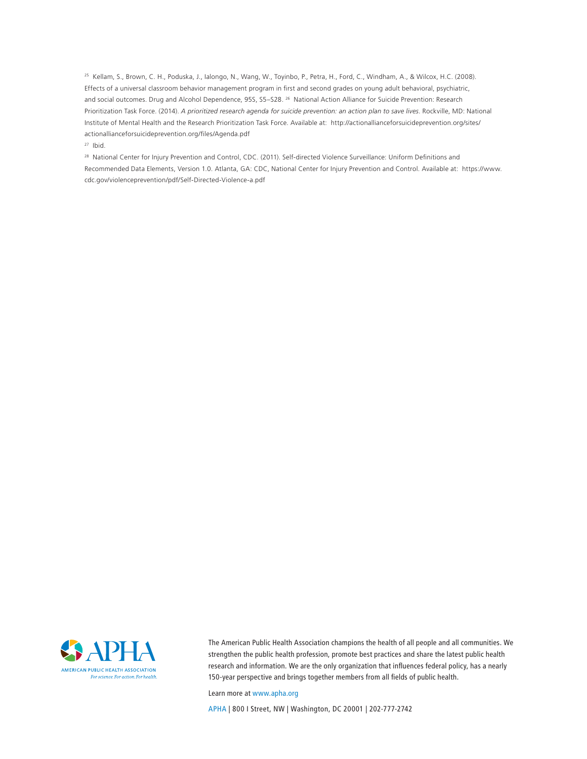[25] Kellam, S., Brown, C. H., Poduska, J., Ialongo, N., Wang, W., Toyinbo, P., Petra, H., Ford, C., Windham, A., & Wilcox, H.C. (2008). Effects of a universal classroom behavior management program in first and second grades on young adult behavioral, psychiatric, and social outcomes. Drug and Alcohol Dependence, 95S, S5–S28. [26] National Action Alliance for Suicide Prevention: Research Prioritization Task Force. (2014). *A prioritized research agenda for suicide prevention: an action plan to save lives*. Rockville, MD: National Institute of Mental Health and the Research Prioritization Task Force. Available at: http://actionallianceforsuicideprevention.org/sites/actionallianceforsuicideprevention.org/files/Agenda.pdf

[27] Ibid.

[28] National Center for Injury Prevention and Control, CDC. (2011). Self-directed Violence Surveillance: Uniform Definitions and Recommended Data Elements, Version 1.0. Atlanta, GA: CDC, National Center for Injury Prevention and Control. Available at: https://www.cdc.gov/violenceprevention/pdf/Self-Directed-Violence-a.pdf

APHA
AMERICAN PUBLIC HEALTH ASSOCIATION
*For science. For action. For health.*

The American Public Health Association champions the health of all people and all communities. We strengthen the public health profession, promote best practices and share the latest public health research and information. We are the only organization that influences federal policy, has a nearly 150-year perspective and brings together members from all fields of public health.

Learn more at www.apha.org

APHA | 800 I Street, NW | Washington, DC 20001 | 202-777-2742